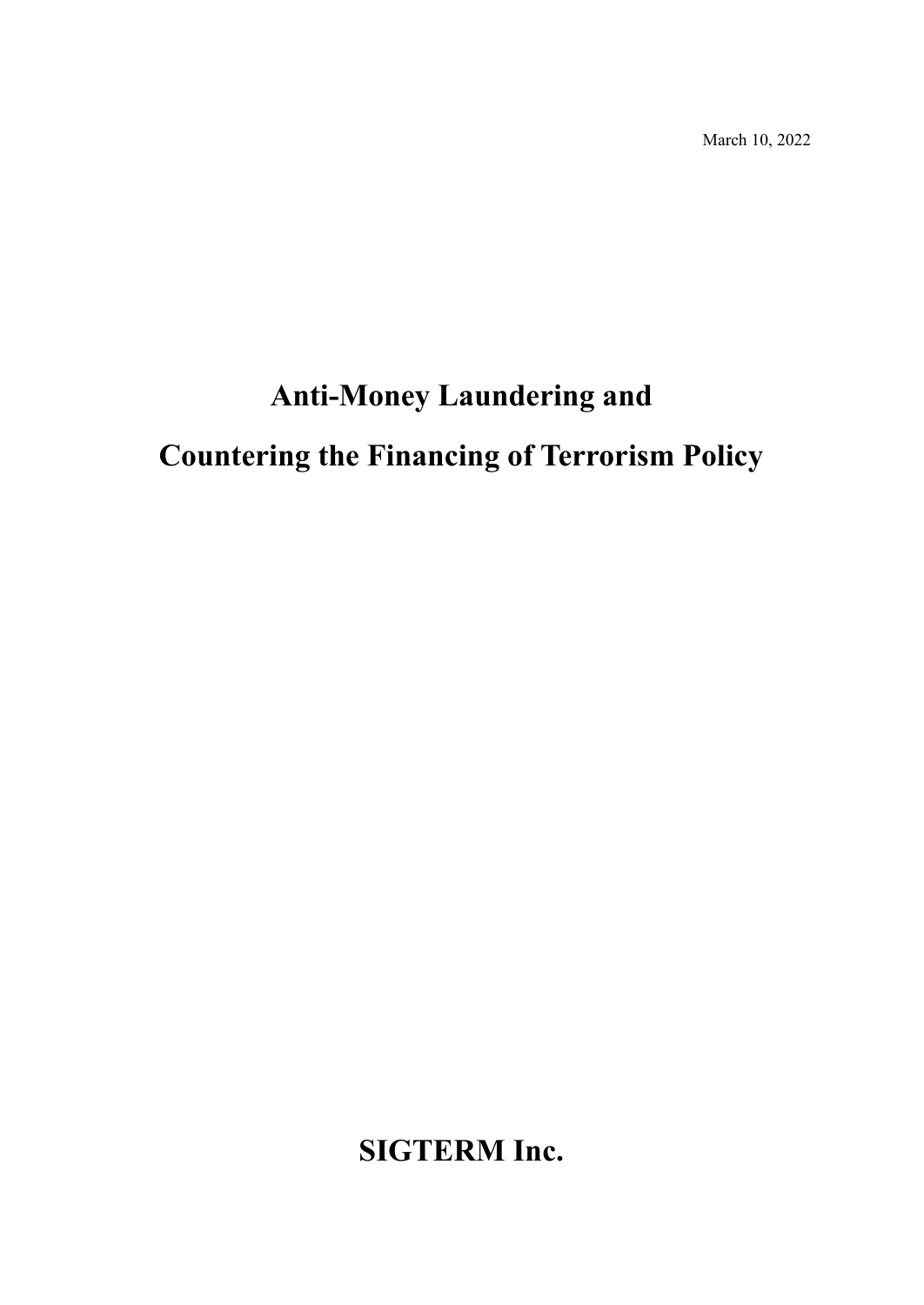March 10, 2022

# Anti-Money Laundering and Countering the Financing of Terrorism Policy

**SIGTERM Inc.**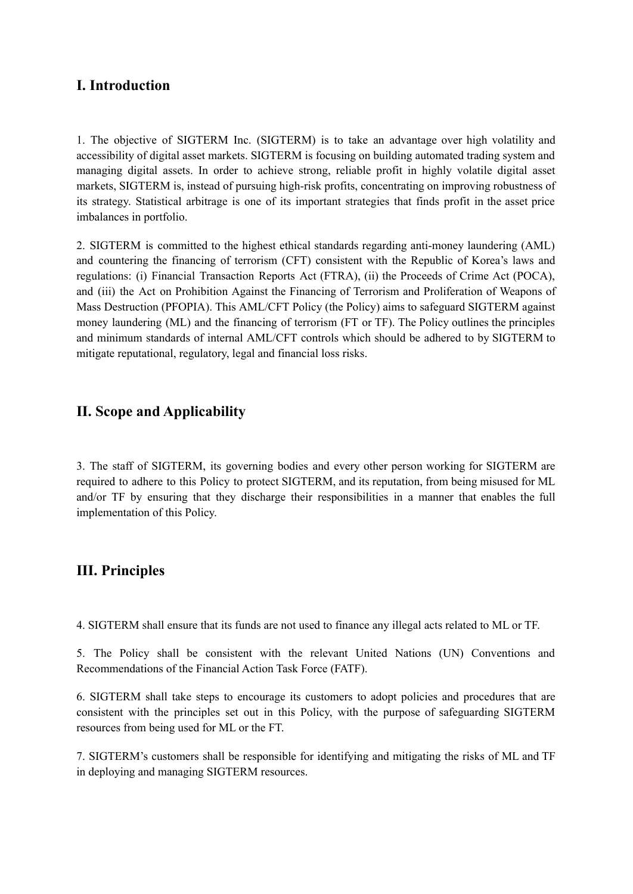## I. Introduction

1. The objective of SIGTERM Inc. (SIGTERM) is to take an advantage over high volatility and accessibility of digital asset markets. SIGTERM is focusing on building automated trading system and managing digital assets. In order to achieve strong, reliable profit in highly volatile digital asset markets, SIGTERM is, instead of pursuing high-risk profits, concentrating on improving robustness of its strategy. Statistical arbitrage is one of its important strategies that finds profit in the asset price imbalances in portfolio.

2. SIGTERM is committed to the highest ethical standards regarding anti-money laundering (AML) and countering the financing of terrorism (CFT) consistent with the Republic of Korea's laws and regulations: (i) Financial Transaction Reports Act (FTRA), (ii) the Proceeds of Crime Act (POCA), and (iii) the Act on Prohibition Against the Financing of Terrorism and Proliferation of Weapons of Mass Destruction (PFOPIA). This AML/CFT Policy (the Policy) aims to safeguard SIGTERM against money laundering (ML) and the financing of terrorism (FT or TF). The Policy outlines the principles and minimum standards of internal AML/CFT controls which should be adhered to by SIGTERM to mitigate reputational, regulatory, legal and financial loss risks.

## II. Scope and Applicability

3. The staff of SIGTERM, its governing bodies and every other person working for SIGTERM are required to adhere to this Policy to protect SIGTERM, and its reputation, from being misused for ML and/or TF by ensuring that they discharge their responsibilities in a manner that enables the full implementation of this Policy.

## III. Principles

4. SIGTERM shall ensure that its funds are not used to finance any illegal acts related to ML or TF.

5. The Policy shall be consistent with the relevant United Nations (UN) Conventions and Recommendations of the Financial Action Task Force (FATF).

6. SIGTERM shall take steps to encourage its customers to adopt policies and procedures that are consistent with the principles set out in this Policy, with the purpose of safeguarding SIGTERM resources from being used for ML or the FT.

7. SIGTERM's customers shall be responsible for identifying and mitigating the risks of ML and TF in deploying and managing SIGTERM resources.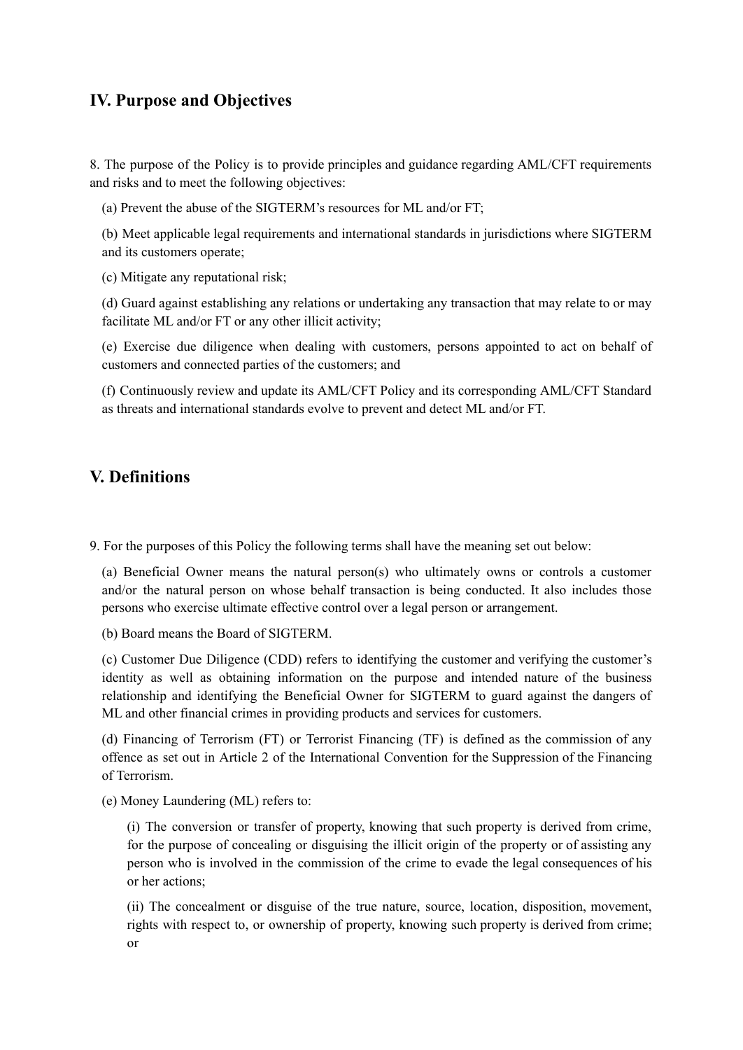## IV. Purpose and Objectives

8. The purpose of the Policy is to provide principles and guidance regarding AML/CFT requirements and risks and to meet the following objectives:

(a) Prevent the abuse of the SIGTERM's resources for ML and/or FT;

(b) Meet applicable legal requirements and international standards in jurisdictions where SIGTERM and its customers operate;

(c) Mitigate any reputational risk;

(d) Guard against establishing any relations or undertaking any transaction that may relate to or may facilitate ML and/or FT or any other illicit activity;

(e) Exercise due diligence when dealing with customers, persons appointed to act on behalf of customers and connected parties of the customers; and

(f) Continuously review and update its AML/CFT Policy and its corresponding AML/CFT Standard as threats and international standards evolve to prevent and detect ML and/or FT.

## V. Definitions

9. For the purposes of this Policy the following terms shall have the meaning set out below:

(a) Beneficial Owner means the natural person(s) who ultimately owns or controls a customer and/or the natural person on whose behalf transaction is being conducted. It also includes those persons who exercise ultimate effective control over a legal person or arrangement.

(b) Board means the Board of SIGTERM.

(c) Customer Due Diligence (CDD) refers to identifying the customer and verifying the customer's identity as well as obtaining information on the purpose and intended nature of the business relationship and identifying the Beneficial Owner for SIGTERM to guard against the dangers of ML and other financial crimes in providing products and services for customers.

(d) Financing of Terrorism (FT) or Terrorist Financing (TF) is defined as the commission of any offence as set out in Article 2 of the International Convention for the Suppression of the Financing of Terrorism.

(e) Money Laundering (ML) refers to:

(i) The conversion or transfer of property, knowing that such property is derived from crime, for the purpose of concealing or disguising the illicit origin of the property or of assisting any person who is involved in the commission of the crime to evade the legal consequences of his or her actions;

(ii) The concealment or disguise of the true nature, source, location, disposition, movement, rights with respect to, or ownership of property, knowing such property is derived from crime; or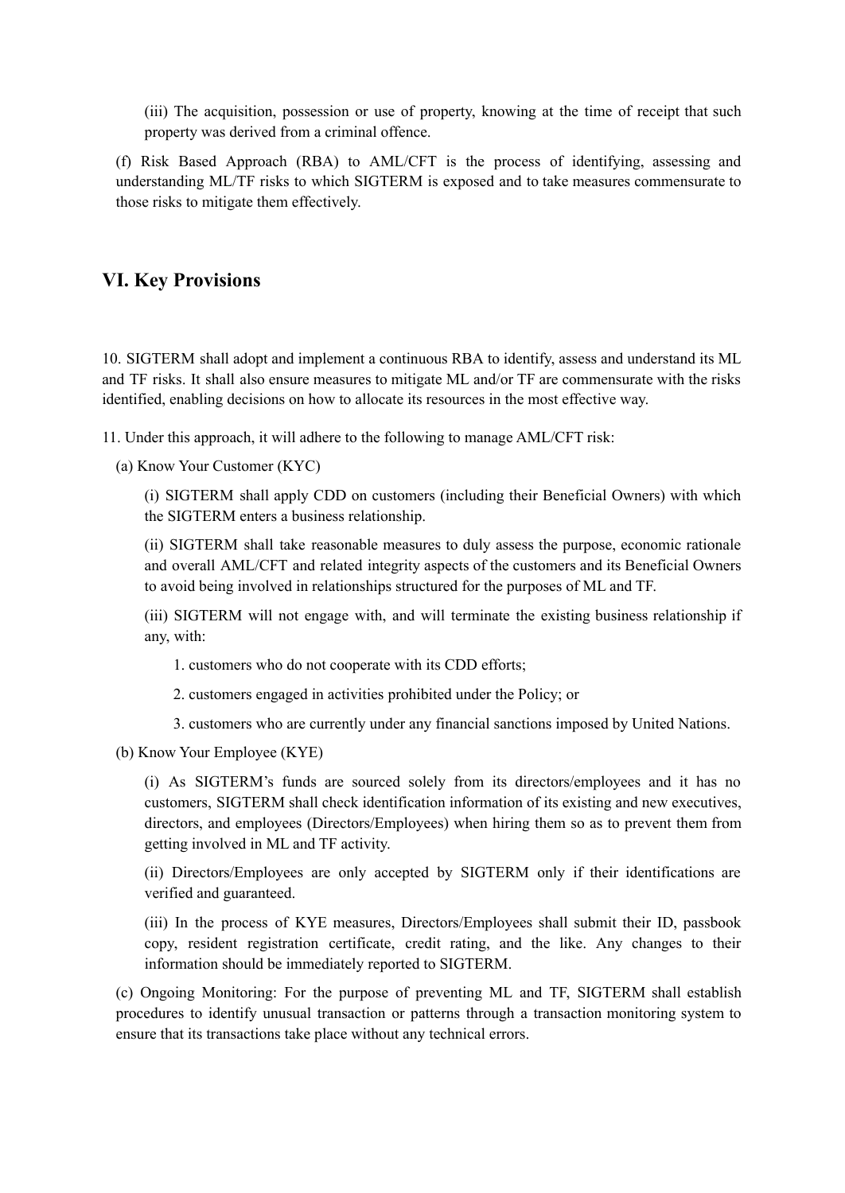(iii) The acquisition, possession or use of property, knowing at the time of receipt that such property was derived from a criminal offence.

(f) Risk Based Approach (RBA) to AML/CFT is the process of identifying, assessing and understanding ML/TF risks to which SIGTERM is exposed and to take measures commensurate to those risks to mitigate them effectively.

## VI. Key Provisions

10. SIGTERM shall adopt and implement a continuous RBA to identify, assess and understand its ML and TF risks. It shall also ensure measures to mitigate ML and/or TF are commensurate with the risks identified, enabling decisions on how to allocate its resources in the most effective way.

11. Under this approach, it will adhere to the following to manage AML/CFT risk:

(a) Know Your Customer (KYC)

(i) SIGTERM shall apply CDD on customers (including their Beneficial Owners) with which the SIGTERM enters a business relationship.

(ii) SIGTERM shall take reasonable measures to duly assess the purpose, economic rationale and overall AML/CFT and related integrity aspects of the customers and its Beneficial Owners to avoid being involved in relationships structured for the purposes of ML and TF.

(iii) SIGTERM will not engage with, and will terminate the existing business relationship if any, with:

1. customers who do not cooperate with its CDD efforts;

2. customers engaged in activities prohibited under the Policy; or

3. customers who are currently under any financial sanctions imposed by United Nations.

(b) Know Your Employee (KYE)

(i) As SIGTERM's funds are sourced solely from its directors/employees and it has no customers, SIGTERM shall check identification information of its existing and new executives, directors, and employees (Directors/Employees) when hiring them so as to prevent them from getting involved in ML and TF activity.

(ii) Directors/Employees are only accepted by SIGTERM only if their identifications are verified and guaranteed.

(iii) In the process of KYE measures, Directors/Employees shall submit their ID, passbook copy, resident registration certificate, credit rating, and the like. Any changes to their information should be immediately reported to SIGTERM.

(c) Ongoing Monitoring: For the purpose of preventing ML and TF, SIGTERM shall establish procedures to identify unusual transaction or patterns through a transaction monitoring system to ensure that its transactions take place without any technical errors.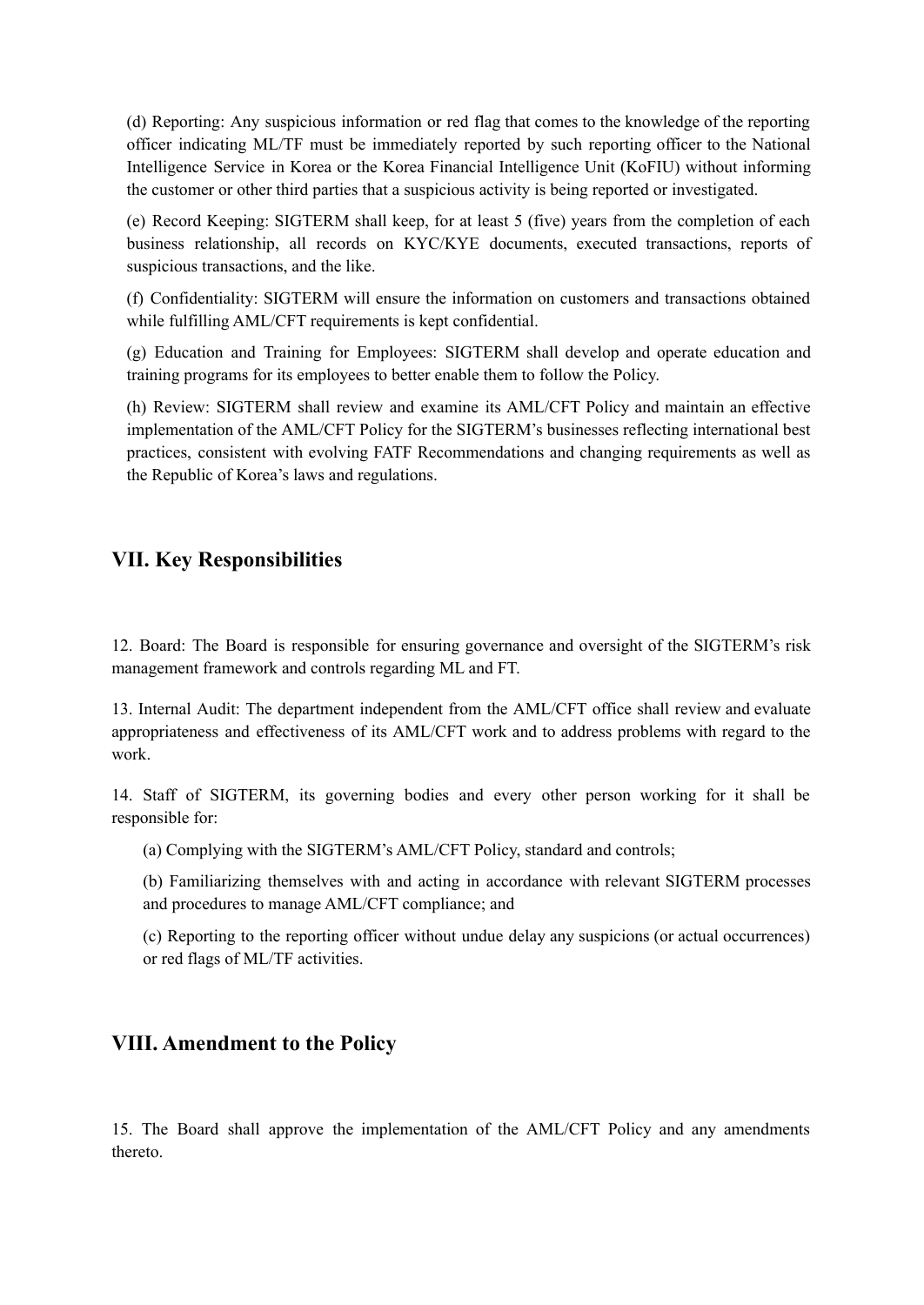(d) Reporting: Any suspicious information or red flag that comes to the knowledge of the reporting officer indicating ML/TF must be immediately reported by such reporting officer to the National Intelligence Service in Korea or the Korea Financial Intelligence Unit (KoFIU) without informing the customer or other third parties that a suspicious activity is being reported or investigated.

(e) Record Keeping: SIGTERM shall keep, for at least 5 (five) years from the completion of each business relationship, all records on KYC/KYE documents, executed transactions, reports of suspicious transactions, and the like.

(f) Confidentiality: SIGTERM will ensure the information on customers and transactions obtained while fulfilling AML/CFT requirements is kept confidential.

(g) Education and Training for Employees: SIGTERM shall develop and operate education and training programs for its employees to better enable them to follow the Policy.

(h) Review: SIGTERM shall review and examine its AML/CFT Policy and maintain an effective implementation of the AML/CFT Policy for the SIGTERM's businesses reflecting international best practices, consistent with evolving FATF Recommendations and changing requirements as well as the Republic of Korea's laws and regulations.

## VII. Key Responsibilities

12. Board: The Board is responsible for ensuring governance and oversight of the SIGTERM's risk management framework and controls regarding ML and FT.

13. Internal Audit: The department independent from the AML/CFT office shall review and evaluate appropriateness and effectiveness of its AML/CFT work and to address problems with regard to the work.

14. Staff of SIGTERM, its governing bodies and every other person working for it shall be responsible for:

(a) Complying with the SIGTERM's AML/CFT Policy, standard and controls;

(b) Familiarizing themselves with and acting in accordance with relevant SIGTERM processes and procedures to manage AML/CFT compliance; and

(c) Reporting to the reporting officer without undue delay any suspicions (or actual occurrences) or red flags of ML/TF activities.

## VIII. Amendment to the Policy

15. The Board shall approve the implementation of the AML/CFT Policy and any amendments thereto.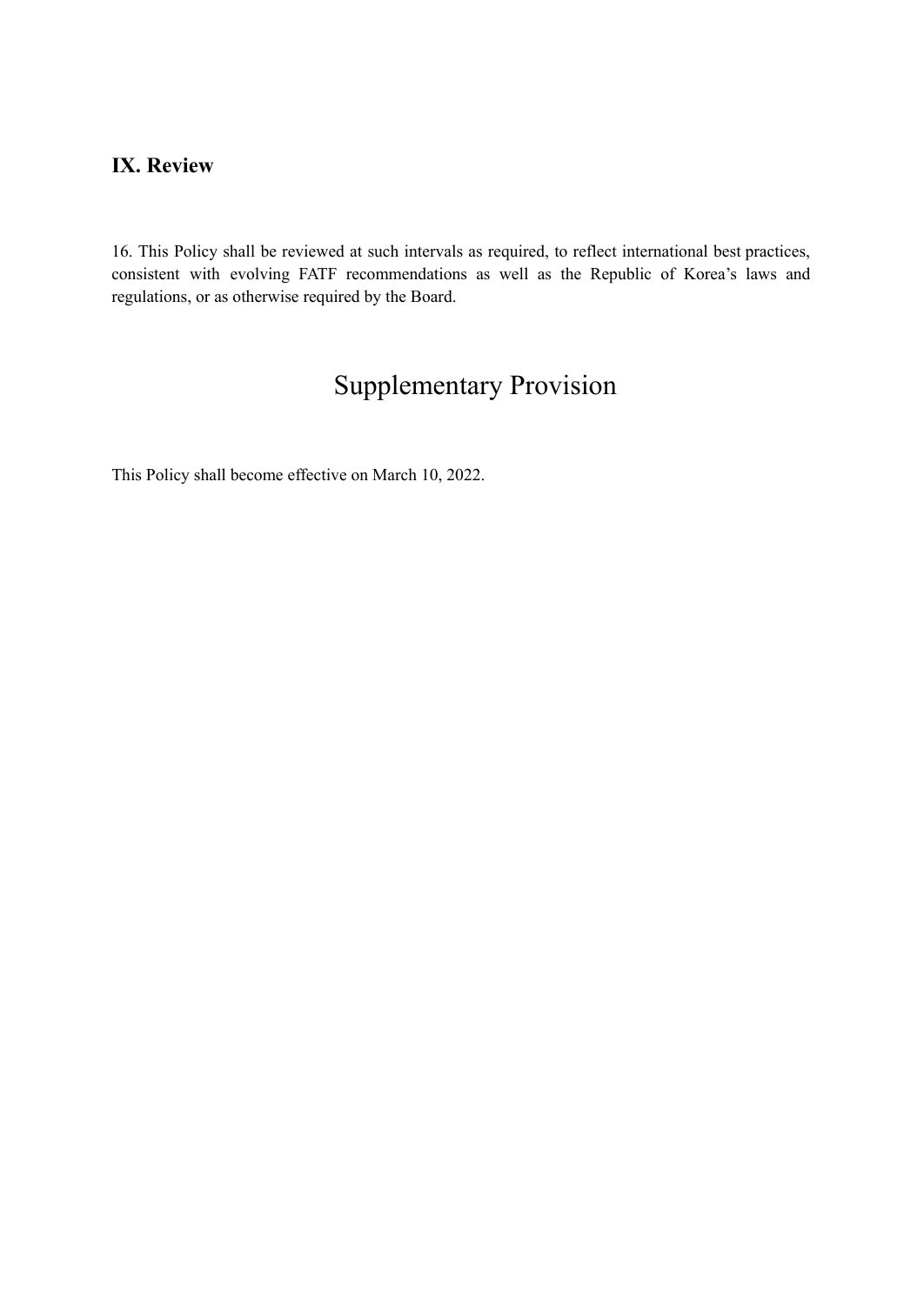## IX. Review

16. This Policy shall be reviewed at such intervals as required, to reflect international best practices, consistent with evolving FATF recommendations as well as the Republic of Korea's laws and regulations, or as otherwise required by the Board.

# Supplementary Provision

This Policy shall become effective on March 10, 2022.